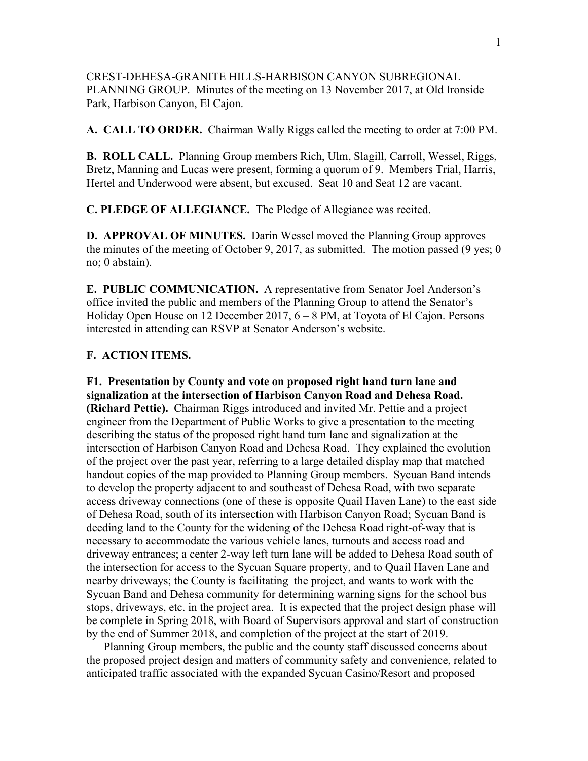CREST-DEHESA-GRANITE HILLS-HARBISON CANYON SUBREGIONAL PLANNING GROUP. Minutes of the meeting on 13 November 2017, at Old Ironside Park, Harbison Canyon, El Cajon.

**A. CALL TO ORDER.** Chairman Wally Riggs called the meeting to order at 7:00 PM.

**B. ROLL CALL.** Planning Group members Rich, Ulm, Slagill, Carroll, Wessel, Riggs, Bretz, Manning and Lucas were present, forming a quorum of 9. Members Trial, Harris, Hertel and Underwood were absent, but excused. Seat 10 and Seat 12 are vacant.

**C. PLEDGE OF ALLEGIANCE.** The Pledge of Allegiance was recited.

**D. APPROVAL OF MINUTES.** Darin Wessel moved the Planning Group approves the minutes of the meeting of October 9, 2017, as submitted. The motion passed (9 yes; 0 no; 0 abstain).

**E. PUBLIC COMMUNICATION.** A representative from Senator Joel Anderson's office invited the public and members of the Planning Group to attend the Senator's Holiday Open House on 12 December 2017, 6 – 8 PM, at Toyota of El Cajon. Persons interested in attending can RSVP at Senator Anderson's website.

**F. ACTION ITEMS.**

**F1. Presentation by County and vote on proposed right hand turn lane and signalization at the intersection of Harbison Canyon Road and Dehesa Road. (Richard Pettie).** Chairman Riggs introduced and invited Mr. Pettie and a project engineer from the Department of Public Works to give a presentation to the meeting describing the status of the proposed right hand turn lane and signalization at the intersection of Harbison Canyon Road and Dehesa Road. They explained the evolution of the project over the past year, referring to a large detailed display map that matched handout copies of the map provided to Planning Group members. Sycuan Band intends to develop the property adjacent to and southeast of Dehesa Road, with two separate access driveway connections (one of these is opposite Quail Haven Lane) to the east side of Dehesa Road, south of its intersection with Harbison Canyon Road; Sycuan Band is deeding land to the County for the widening of the Dehesa Road right-of-way that is necessary to accommodate the various vehicle lanes, turnouts and access road and driveway entrances; a center 2-way left turn lane will be added to Dehesa Road south of the intersection for access to the Sycuan Square property, and to Quail Haven Lane and nearby driveways; the County is facilitating the project, and wants to work with the Sycuan Band and Dehesa community for determining warning signs for the school bus stops, driveways, etc. in the project area. It is expected that the project design phase will be complete in Spring 2018, with Board of Supervisors approval and start of construction by the end of Summer 2018, and completion of the project at the start of 2019.

Planning Group members, the public and the county staff discussed concerns about the proposed project design and matters of community safety and convenience, related to anticipated traffic associated with the expanded Sycuan Casino/Resort and proposed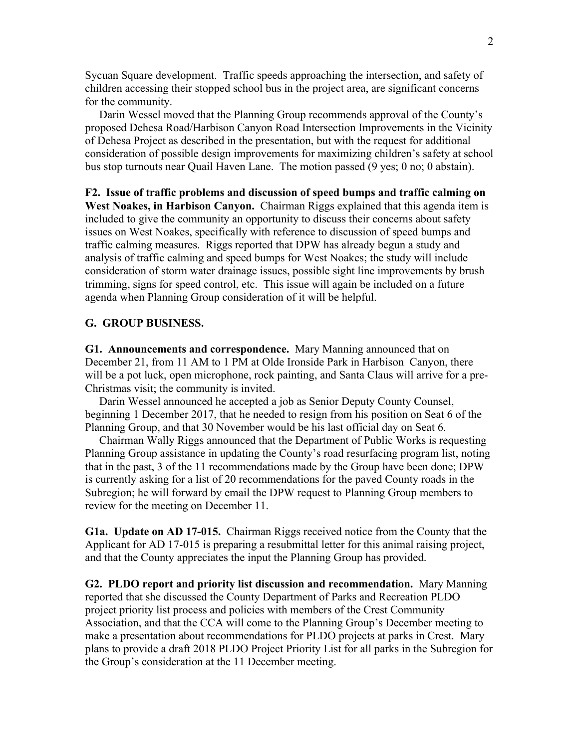Sycuan Square development. Traffic speeds approaching the intersection, and safety of children accessing their stopped school bus in the project area, are significant concerns for the community.

Darin Wessel moved that the Planning Group recommends approval of the County's proposed Dehesa Road/Harbison Canyon Road Intersection Improvements in the Vicinity of Dehesa Project as described in the presentation, but with the request for additional consideration of possible design improvements for maximizing children's safety at school bus stop turnouts near Quail Haven Lane. The motion passed (9 yes; 0 no; 0 abstain).

**F2. Issue of traffic problems and discussion of speed bumps and traffic calming on West Noakes, in Harbison Canyon.** Chairman Riggs explained that this agenda item is included to give the community an opportunity to discuss their concerns about safety issues on West Noakes, specifically with reference to discussion of speed bumps and traffic calming measures. Riggs reported that DPW has already begun a study and analysis of traffic calming and speed bumps for West Noakes; the study will include consideration of storm water drainage issues, possible sight line improvements by brush trimming, signs for speed control, etc. This issue will again be included on a future agenda when Planning Group consideration of it will be helpful.

**G. GROUP BUSINESS.**

**G1. Announcements and correspondence.** Mary Manning announced that on December 21, from 11 AM to 1 PM at Olde Ironside Park in Harbison Canyon, there will be a pot luck, open microphone, rock painting, and Santa Claus will arrive for a pre-Christmas visit; the community is invited.

Darin Wessel announced he accepted a job as Senior Deputy County Counsel, beginning 1 December 2017, that he needed to resign from his position on Seat 6 of the Planning Group, and that 30 November would be his last official day on Seat 6.

Chairman Wally Riggs announced that the Department of Public Works is requesting Planning Group assistance in updating the County's road resurfacing program list, noting that in the past, 3 of the 11 recommendations made by the Group have been done; DPW is currently asking for a list of 20 recommendations for the paved County roads in the Subregion; he will forward by email the DPW request to Planning Group members to review for the meeting on December 11.

**G1a. Update on AD 17-015.** Chairman Riggs received notice from the County that the Applicant for AD 17-015 is preparing a resubmittal letter for this animal raising project, and that the County appreciates the input the Planning Group has provided.

**G2. PLDO report and priority list discussion and recommendation.** Mary Manning reported that she discussed the County Department of Parks and Recreation PLDO project priority list process and policies with members of the Crest Community Association, and that the CCA will come to the Planning Group's December meeting to make a presentation about recommendations for PLDO projects at parks in Crest. Mary plans to provide a draft 2018 PLDO Project Priority List for all parks in the Subregion for the Group's consideration at the 11 December meeting.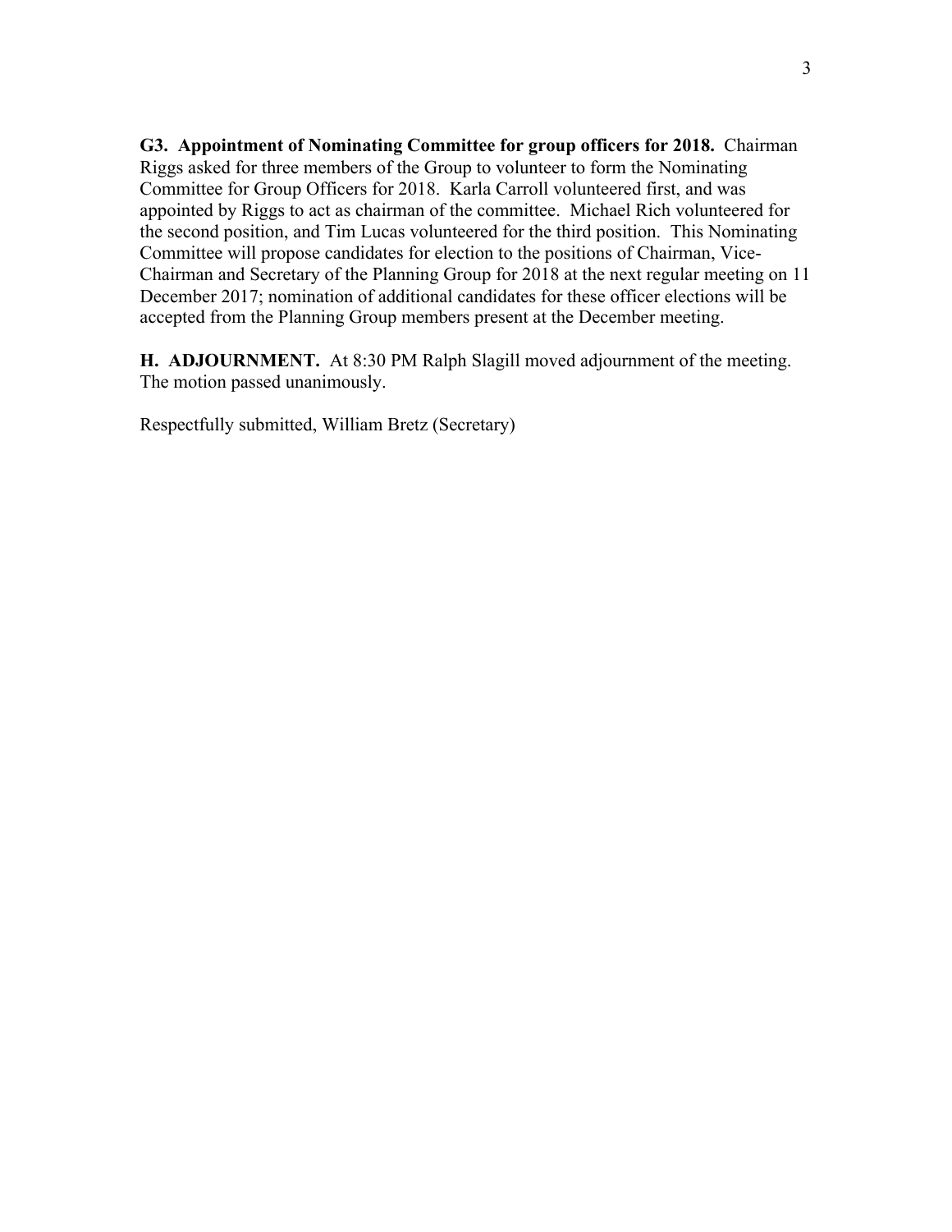**G3. Appointment of Nominating Committee for group officers for 2018.** Chairman Riggs asked for three members of the Group to volunteer to form the Nominating Committee for Group Officers for 2018. Karla Carroll volunteered first, and was appointed by Riggs to act as chairman of the committee. Michael Rich volunteered for the second position, and Tim Lucas volunteered for the third position. This Nominating Committee will propose candidates for election to the positions of Chairman, Vice-Chairman and Secretary of the Planning Group for 2018 at the next regular meeting on 11 December 2017; nomination of additional candidates for these officer elections will be accepted from the Planning Group members present at the December meeting.

**H. ADJOURNMENT.** At 8:30 PM Ralph Slagill moved adjournment of the meeting. The motion passed unanimously.

Respectfully submitted, William Bretz (Secretary)